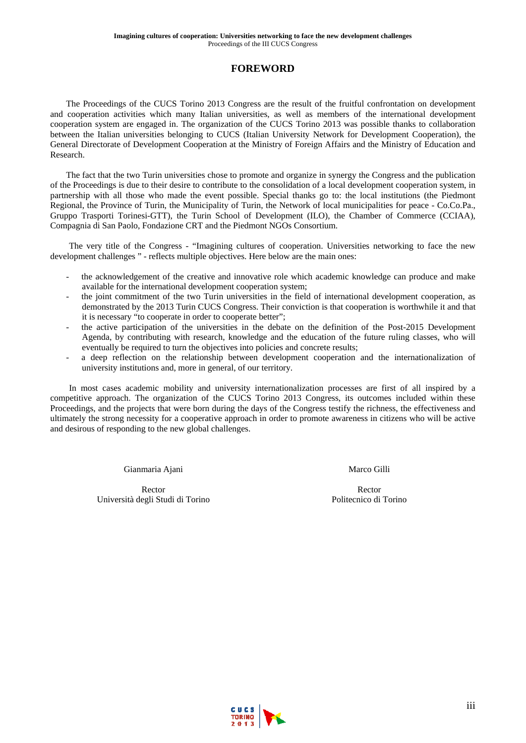# FOREWORD

The Proceedings of the CUCS Torino 2013 Congress are the result of the fruitful confrontation on development and cooperation activities which many Italian universities, as well as members of the international development cooperation system are engaged in. The organization of the CUCS Torino 2013 was possible thanks to collaboration between the Italian universities belonging to CUCS (Italian University Network for Development Cooperation), the General Directorate of Development Cooperation at the Ministry of Foreign Affairs and the Ministry of Education and Research.

The fact that the two Turin universities chose to promote and organize in synergy the Congress and the publication of the Proceedings is due to their desire to contribute to the consolidation of a local development cooperation system, in partnership with all those who made the event possible. Special thanks go to: the local institutions (the Piedmont Regional, the Province of Turin, the Municipality of Turin, the Network of local municipalities for peace - Co.Co.Pa., Gruppo Trasporti Torinesi-GTT), the Turin School of Development (ILO), the Chamber of Commerce (CCIAA), Compagnia di San Paolo, Fondazione CRT and the Piedmont NGOs Consortium.

The very title of the Congress - "Imagining cultures of cooperation. Universities networking to face the new development challenges " - reflects multiple objectives. Here below are the main ones:

- the acknowledgement of the creative and innovative role which academic knowledge can produce and make available for the international development cooperation system;
- the joint commitment of the two Turin universities in the field of international development cooperation, as demonstrated by the 2013 Turin CUCS Congress. Their conviction is that cooperation is worthwhile it and that it is necessary "to cooperate in order to cooperate better";
- the active participation of the universities in the debate on the definition of the Post-2015 Development Agenda, by contributing with research, knowledge and the education of the future ruling classes, who will eventually be required to turn the objectives into policies and concrete results;
- a deep reflection on the relationship between development cooperation and the internationalization of university institutions and, more in general, of our territory.

In most cases academic mobility and university internationalization processes are first of all inspired by a competitive approach. The organization of the CUCS Torino 2013 Congress, its outcomes included within these Proceedings, and the projects that were born during the days of the Congress testify the richness, the effectiveness and ultimately the strong necessity for a cooperative approach in order to promote awareness in citizens who will be active and desirous of responding to the new global challenges.

Gianmaria Ajani
Rector
Università degli Studi di Torino

Marco Gilli
Rector
Politecnico di Torino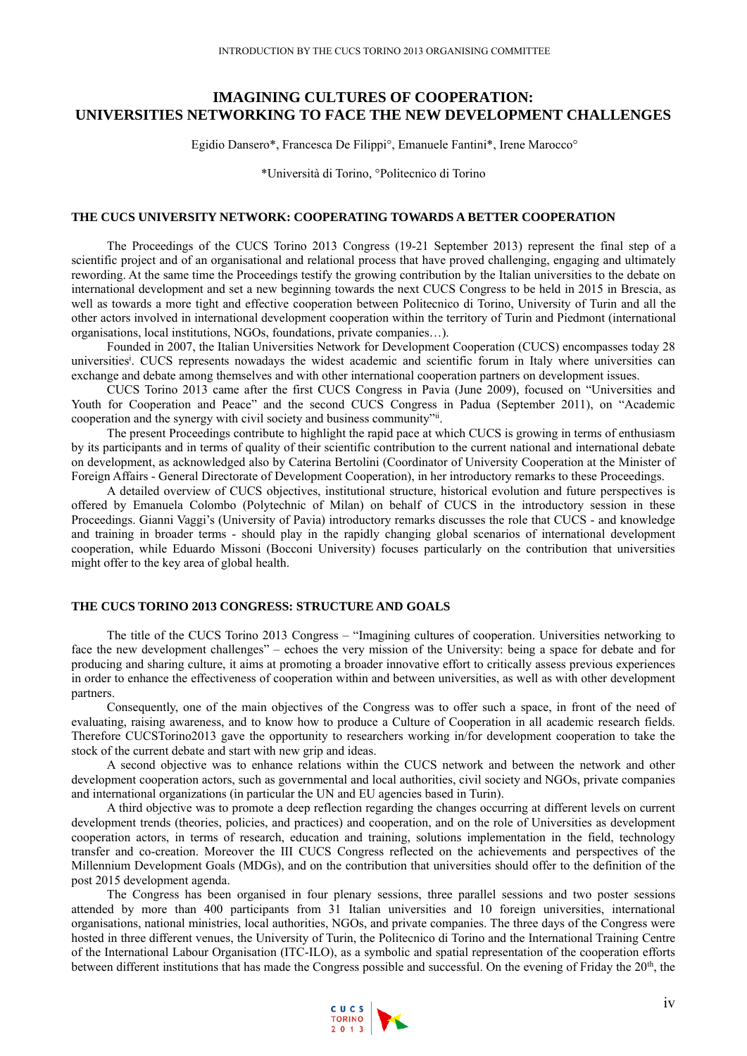# IMAGINING CULTURES OF COOPERATION: UNIVERSITIES NETWORKING TO FACE THE NEW DEVELOPMENT CHALLENGES

Egidio Dansero*, Francesca De Filippi°, Emanuele Fantini*, Irene Marocco°

*Università di Torino, °Politecnico di Torino

## THE CUCS UNIVERSITY NETWORK: COOPERATING TOWARDS A BETTER COOPERATION

The Proceedings of the CUCS Torino 2013 Congress (19-21 September 2013) represent the final step of a scientific project and of an organisational and relational process that have proved challenging, engaging and ultimately rewording. At the same time the Proceedings testify the growing contribution by the Italian universities to the debate on international development and set a new beginning towards the next CUCS Congress to be held in 2015 in Brescia, as well as towards a more tight and effective cooperation between Politecnico di Torino, University of Turin and all the other actors involved in international development cooperation within the territory of Turin and Piedmont (international organisations, local institutions, NGOs, foundations, private companies…).

Founded in 2007, the Italian Universities Network for Development Cooperation (CUCS) encompasses today 28 universities[i]. CUCS represents nowadays the widest academic and scientific forum in Italy where universities can exchange and debate among themselves and with other international cooperation partners on development issues.

CUCS Torino 2013 came after the first CUCS Congress in Pavia (June 2009), focused on "Universities and Youth for Cooperation and Peace" and the second CUCS Congress in Padua (September 2011), on "Academic cooperation and the synergy with civil society and business community"[ii].

The present Proceedings contribute to highlight the rapid pace at which CUCS is growing in terms of enthusiasm by its participants and in terms of quality of their scientific contribution to the current national and international debate on development, as acknowledged also by Caterina Bertolini (Coordinator of University Cooperation at the Minister of Foreign Affairs - General Directorate of Development Cooperation), in her introductory remarks to these Proceedings.

A detailed overview of CUCS objectives, institutional structure, historical evolution and future perspectives is offered by Emanuela Colombo (Polytechnic of Milan) on behalf of CUCS in the introductory session in these Proceedings. Gianni Vaggi's (University of Pavia) introductory remarks discusses the role that CUCS - and knowledge and training in broader terms - should play in the rapidly changing global scenarios of international development cooperation, while Eduardo Missoni (Bocconi University) focuses particularly on the contribution that universities might offer to the key area of global health.

## THE CUCS TORINO 2013 CONGRESS: STRUCTURE AND GOALS

The title of the CUCS Torino 2013 Congress – "Imagining cultures of cooperation. Universities networking to face the new development challenges" – echoes the very mission of the University: being a space for debate and for producing and sharing culture, it aims at promoting a broader innovative effort to critically assess previous experiences in order to enhance the effectiveness of cooperation within and between universities, as well as with other development partners.

Consequently, one of the main objectives of the Congress was to offer such a space, in front of the need of evaluating, raising awareness, and to know how to produce a Culture of Cooperation in all academic research fields. Therefore CUCSTorino2013 gave the opportunity to researchers working in/for development cooperation to take the stock of the current debate and start with new grip and ideas.

A second objective was to enhance relations within the CUCS network and between the network and other development cooperation actors, such as governmental and local authorities, civil society and NGOs, private companies and international organizations (in particular the UN and EU agencies based in Turin).

A third objective was to promote a deep reflection regarding the changes occurring at different levels on current development trends (theories, policies, and practices) and cooperation, and on the role of Universities as development cooperation actors, in terms of research, education and training, solutions implementation in the field, technology transfer and co-creation. Moreover the III CUCS Congress reflected on the achievements and perspectives of the Millennium Development Goals (MDGs), and on the contribution that universities should offer to the definition of the post 2015 development agenda.

The Congress has been organised in four plenary sessions, three parallel sessions and two poster sessions attended by more than 400 participants from 31 Italian universities and 10 foreign universities, international organisations, national ministries, local authorities, NGOs, and private companies. The three days of the Congress were hosted in three different venues, the University of Turin, the Politecnico di Torino and the International Training Centre of the International Labour Organisation (ITC-ILO), as a symbolic and spatial representation of the cooperation between different institutions that has made the Congress possible and successful. On the evening of Friday the 20th, the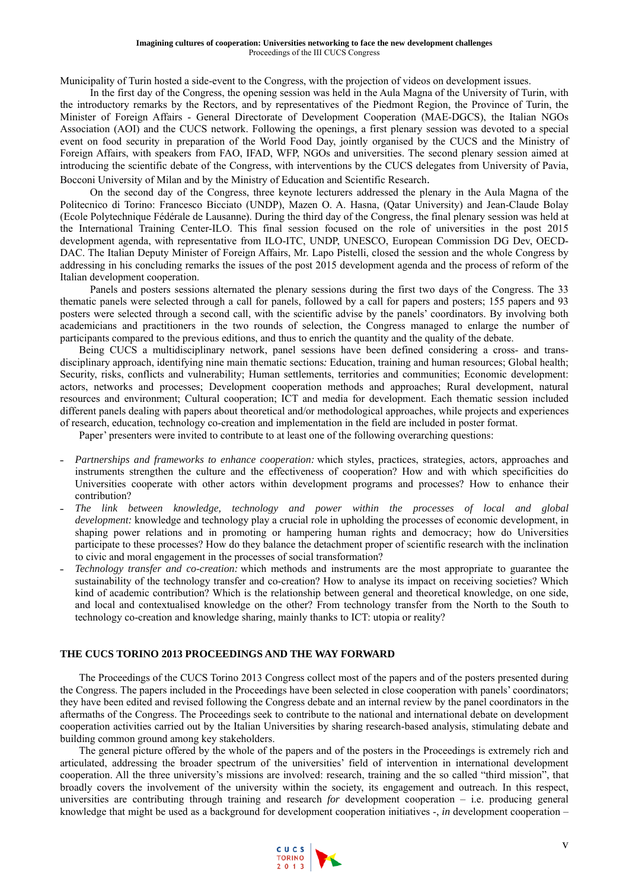Municipality of Turin hosted a side-event to the Congress, with the projection of videos on development issues.

In the first day of the Congress, the opening session was held in the Aula Magna of the University of Turin, with the introductory remarks by the Rectors, and by representatives of the Piedmont Region, the Province of Turin, the Minister of Foreign Affairs - General Directorate of Development Cooperation (MAE-DGCS), the Italian NGOs Association (AOI) and the CUCS network. Following the openings, a first plenary session was devoted to a special event on food security in preparation of the World Food Day, jointly organised by the CUCS and the Ministry of Foreign Affairs, with speakers from FAO, IFAD, WFP, NGOs and universities. The second plenary session aimed at introducing the scientific debate of the Congress, with interventions by the CUCS delegates from University of Pavia, Bocconi University of Milan and by the Ministry of Education and Scientific Research.

On the second day of the Congress, three keynote lecturers addressed the plenary in the Aula Magna of the Politecnico di Torino: Francesco Bicciato (UNDP), Mazen O. A. Hasna, (Qatar University) and Jean-Claude Bolay (Ecole Polytechnique Fédérale de Lausanne). During the third day of the Congress, the final plenary session was held at the International Training Center-ILO. This final session focused on the role of universities in the post 2015 development agenda, with representative from ILO-ITC, UNDP, UNESCO, European Commission DG Dev, OECD-DAC. The Italian Deputy Minister of Foreign Affairs, Mr. Lapo Pistelli, closed the session and the whole Congress by addressing in his concluding remarks the issues of the post 2015 development agenda and the process of reform of the Italian development cooperation.

Panels and posters sessions alternated the plenary sessions during the first two days of the Congress. The 33 thematic panels were selected through a call for panels, followed by a call for papers and posters; 155 papers and 93 posters were selected through a second call, with the scientific advise by the panels' coordinators. By involving both academicians and practitioners in the two rounds of selection, the Congress managed to enlarge the number of participants compared to the previous editions, and thus to enrich the quantity and the quality of the debate.

Being CUCS a multidisciplinary network, panel sessions have been defined considering a cross- and trans-disciplinary approach, identifying nine main thematic sections: Education, training and human resources; Global health; Security, risks, conflicts and vulnerability; Human settlements, territories and communities; Economic development: actors, networks and processes; Development cooperation methods and approaches; Rural development, natural resources and environment; Cultural cooperation; ICT and media for development. Each thematic session included different panels dealing with papers about theoretical and/or methodological approaches, while projects and experiences of research, education, technology co-creation and implementation in the field are included in poster format.

Paper' presenters were invited to contribute to at least one of the following overarching questions:

- *Partnerships and frameworks to enhance cooperation:* which styles, practices, strategies, actors, approaches and instruments strengthen the culture and the effectiveness of cooperation? How and with which specificities do Universities cooperate with other actors within development programs and processes? How to enhance their contribution?
- *The link between knowledge, technology and power within the processes of local and global development:* knowledge and technology play a crucial role in upholding the processes of economic development, in shaping power relations and in promoting or hampering human rights and democracy; how do Universities participate to these processes? How do they balance the detachment proper of scientific research with the inclination to civic and moral engagement in the processes of social transformation?
- *Technology transfer and co-creation:* which methods and instruments are the most appropriate to guarantee the sustainability of the technology transfer and co-creation? How to analyse its impact on receiving societies? Which kind of academic contribution? Which is the relationship between general and theoretical knowledge, on one side, and local and contextualised knowledge on the other? From technology transfer from the North to the South to technology co-creation and knowledge sharing, mainly thanks to ICT: utopia or reality?

## THE CUCS TORINO 2013 PROCEEDINGS AND THE WAY FORWARD

The Proceedings of the CUCS Torino 2013 Congress collect most of the papers and of the posters presented during the Congress. The papers included in the Proceedings have been selected in close cooperation with panels' coordinators; they have been edited and revised following the Congress debate and an internal review by the panel coordinators in the aftermaths of the Congress. The Proceedings seek to contribute to the national and international debate on development cooperation activities carried out by the Italian Universities by sharing research-based analysis, stimulating debate and building common ground among key stakeholders.

The general picture offered by the whole of the papers and of the posters in the Proceedings is extremely rich and articulated, addressing the broader spectrum of the universities' field of intervention in international development cooperation. All the three university's missions are involved: research, training and the so called "third mission", that broadly covers the involvement of the university within the society, its engagement and outreach. In this respect, universities are contributing through training and research *for* development cooperation – i.e. producing general knowledge that might be used as a background for development cooperation initiatives -, *in* development cooperation –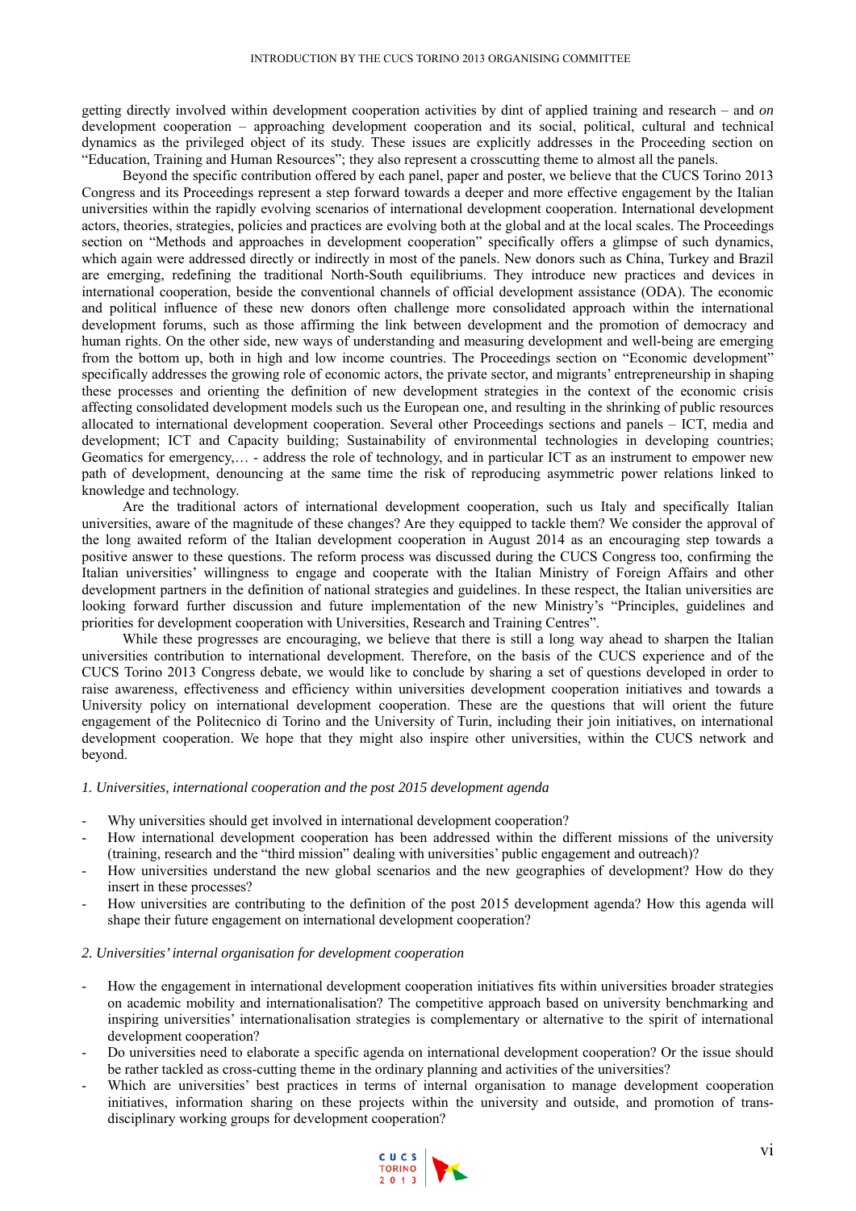getting directly involved within development cooperation activities by dint of applied training and research – and *on* development cooperation – approaching development cooperation and its social, political, cultural and technical dynamics as the privileged object of its study. These issues are explicitly addresses in the Proceeding section on "Education, Training and Human Resources"; they also represent a crosscutting theme to almost all the panels.

Beyond the specific contribution offered by each panel, paper and poster, we believe that the CUCS Torino 2013 Congress and its Proceedings represent a step forward towards a deeper and more effective engagement by the Italian universities within the rapidly evolving scenarios of international development cooperation. International development actors, theories, strategies, policies and practices are evolving both at the global and at the local scales. The Proceedings section on "Methods and approaches in development cooperation" specifically offers a glimpse of such dynamics, which again were addressed directly or indirectly in most of the panels. New donors such as China, Turkey and Brazil are emerging, redefining the traditional North-South equilibriums. They introduce new practices and devices in international cooperation, beside the conventional channels of official development assistance (ODA). The economic and political influence of these new donors often challenge more consolidated approach within the international development forums, such as those affirming the link between development and the promotion of democracy and human rights. On the other side, new ways of understanding and measuring development and well-being are emerging from the bottom up, both in high and low income countries. The Proceedings section on "Economic development" specifically addresses the growing role of economic actors, the private sector, and migrants' entrepreneurship in shaping these processes and orienting the definition of new development strategies in the context of the economic crisis affecting consolidated development models such us the European one, and resulting in the shrinking of public resources allocated to international development cooperation. Several other Proceedings sections and panels – ICT, media and development; ICT and Capacity building; Sustainability of environmental technologies in developing countries; Geomatics for emergency,… - address the role of technology, and in particular ICT as an instrument to empower new path of development, denouncing at the same time the risk of reproducing asymmetric power relations linked to knowledge and technology.

Are the traditional actors of international development cooperation, such us Italy and specifically Italian universities, aware of the magnitude of these changes? Are they equipped to tackle them? We consider the approval of the long awaited reform of the Italian development cooperation in August 2014 as an encouraging step towards a positive answer to these questions. The reform process was discussed during the CUCS Congress too, confirming the Italian universities' willingness to engage and cooperate with the Italian Ministry of Foreign Affairs and other development partners in the definition of national strategies and guidelines. In these respect, the Italian universities are looking forward further discussion and future implementation of the new Ministry's "Principles, guidelines and priorities for development cooperation with Universities, Research and Training Centres".

While these progresses are encouraging, we believe that there is still a long way ahead to sharpen the Italian universities contribution to international development. Therefore, on the basis of the CUCS experience and of the CUCS Torino 2013 Congress debate, we would like to conclude by sharing a set of questions developed in order to raise awareness, effectiveness and efficiency within universities development cooperation initiatives and towards a University policy on international development cooperation. These are the questions that will orient the future engagement of the Politecnico di Torino and the University of Turin, including their join initiatives, on international development cooperation. We hope that they might also inspire other universities, within the CUCS network and beyond.

*1. Universities, international cooperation and the post 2015 development agenda*

- Why universities should get involved in international development cooperation?
- How international development cooperation has been addressed within the different missions of the university (training, research and the "third mission" dealing with universities' public engagement and outreach)?
- How universities understand the new global scenarios and the new geographies of development? How do they insert in these processes?
- How universities are contributing to the definition of the post 2015 development agenda? How this agenda will shape their future engagement on international development cooperation?

*2. Universities' internal organisation for development cooperation*

- How the engagement in international development cooperation initiatives fits within universities broader strategies on academic mobility and internationalisation? The competitive approach based on university benchmarking and inspiring universities' internationalisation strategies is complementary or alternative to the spirit of international development cooperation?
- Do universities need to elaborate a specific agenda on international development cooperation? Or the issue should be rather tackled as cross-cutting theme in the ordinary planning and activities of the universities?
- Which are universities' best practices in terms of internal organisation to manage development cooperation initiatives, information sharing on these projects within the university and outside, and promotion of trans-disciplinary working groups for development cooperation?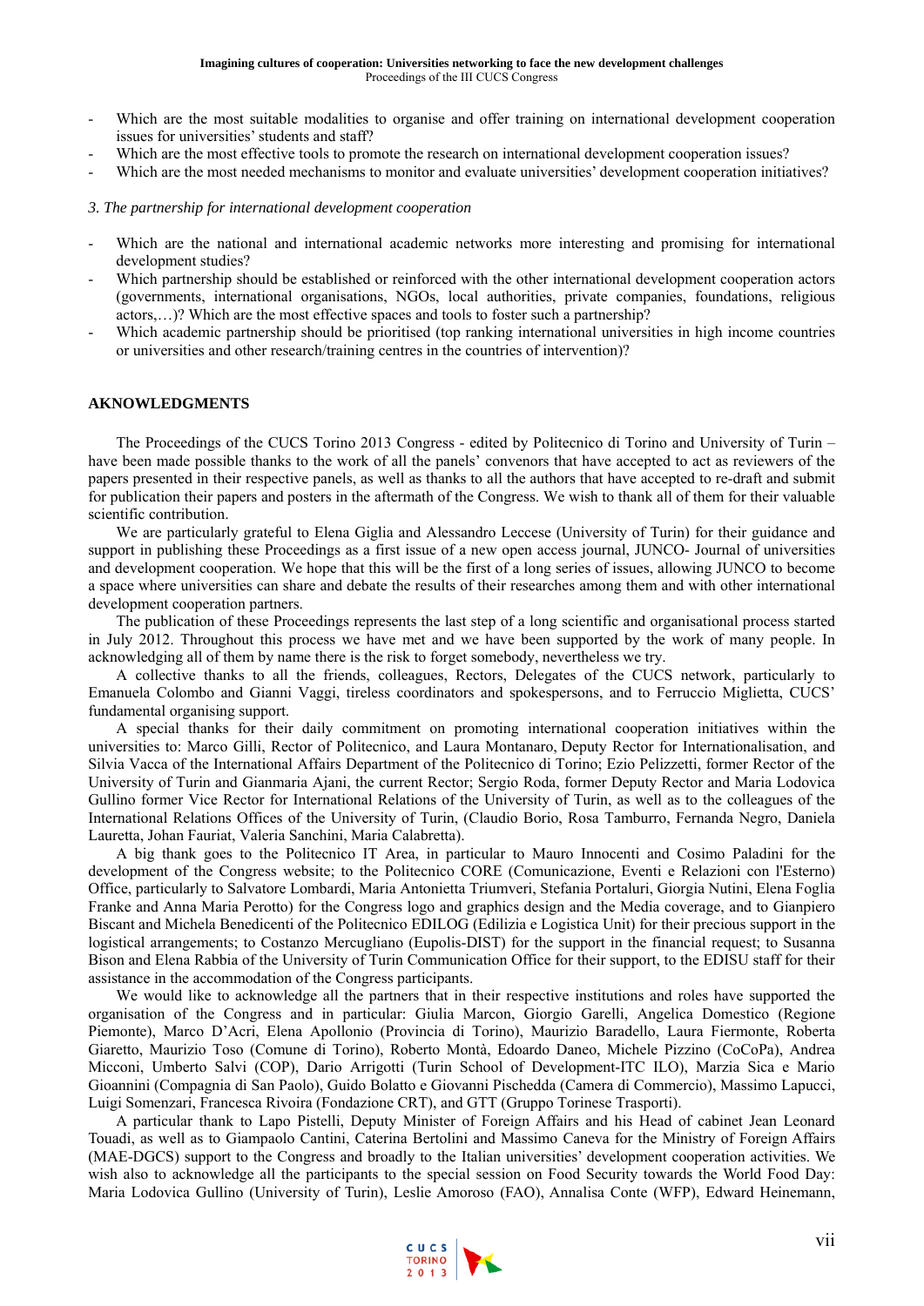- Which are the most suitable modalities to organise and offer training on international development cooperation issues for universities' students and staff?
- Which are the most effective tools to promote the research on international development cooperation issues?
- Which are the most needed mechanisms to monitor and evaluate universities' development cooperation initiatives?

*3. The partnership for international development cooperation*

- Which are the national and international academic networks more interesting and promising for international development studies?
- Which partnership should be established or reinforced with the other international development cooperation actors (governments, international organisations, NGOs, local authorities, private companies, foundations, religious actors,…)? Which are the most effective spaces and tools to foster such a partnership?
- Which academic partnership should be prioritised (top ranking international universities in high income countries or universities and other research/training centres in the countries of intervention)?

## AKNOWLEDGMENTS

The Proceedings of the CUCS Torino 2013 Congress - edited by Politecnico di Torino and University of Turin – have been made possible thanks to the work of all the panels' convenors that have accepted to act as reviewers of the papers presented in their respective panels, as well as thanks to all the authors that have accepted to re-draft and submit for publication their papers and posters in the aftermath of the Congress. We wish to thank all of them for their valuable scientific contribution.

We are particularly grateful to Elena Giglia and Alessandro Leccese (University of Turin) for their guidance and support in publishing these Proceedings as a first issue of a new open access journal, JUNCO- Journal of universities and development cooperation. We hope that this will be the first of a long series of issues, allowing JUNCO to become a space where universities can share and debate the results of their researches among them and with other international development cooperation partners.

The publication of these Proceedings represents the last step of a long scientific and organisational process started in July 2012. Throughout this process we have met and we have been supported by the work of many people. In acknowledging all of them by name there is the risk to forget somebody, nevertheless we try.

A collective thanks to all the friends, colleagues, Rectors, Delegates of the CUCS network, particularly to Emanuela Colombo and Gianni Vaggi, tireless coordinators and spokespersons, and to Ferruccio Miglietta, CUCS' fundamental organising support.

A special thanks for their daily commitment on promoting international cooperation initiatives within the universities to: Marco Gilli, Rector of Politecnico, and Laura Montanaro, Deputy Rector for Internationalisation, and Silvia Vacca of the International Affairs Department of the Politecnico di Torino; Ezio Pelizzetti, former Rector of the University of Turin and Gianmaria Ajani, the current Rector; Sergio Roda, former Deputy Rector and Maria Lodovica Gullino former Vice Rector for International Relations of the University of Turin, as well as to the colleagues of the International Relations Offices of the University of Turin, (Claudio Borio, Rosa Tamburro, Fernanda Negro, Daniela Lauretta, Johan Fauriat, Valeria Sanchini, Maria Calabretta).

A big thank goes to the Politecnico IT Area, in particular to Mauro Innocenti and Cosimo Paladini for the development of the Congress website; to the Politecnico CORE (Comunicazione, Eventi e Relazioni con l'Esterno) Office, particularly to Salvatore Lombardi, Maria Antonietta Triumveri, Stefania Portaluri, Giorgia Nutini, Elena Foglia Franke and Anna Maria Perotto) for the Congress logo and graphics design and the Media coverage, and to Gianpiero Biscant and Michela Benedicenti of the Politecnico EDILOG (Edilizia e Logistica Unit) for their precious support in the logistical arrangements; to Costanzo Mercugliano (Eupolis-DIST) for the support in the financial request; to Susanna Bison and Elena Rabbia of the University of Turin Communication Office for their support, to the EDISU staff for their assistance in the accommodation of the Congress participants.

We would like to acknowledge all the partners that in their respective institutions and roles have supported the organisation of the Congress and in particular: Giulia Marcon, Giorgio Garelli, Angelica Domestico (Regione Piemonte), Marco D'Acri, Elena Apollonio (Provincia di Torino), Maurizio Baradello, Laura Fiermonte, Roberta Giaretto, Maurizio Toso (Comune di Torino), Roberto Montà, Edoardo Daneo, Michele Pizzino (CoCoPa), Andrea Micconi, Umberto Salvi (COP), Dario Arrigotti (Turin School of Development-ITC ILO), Marzia Sica e Mario Gioannini (Compagnia di San Paolo), Guido Bolatto e Giovanni Pischedda (Camera di Commercio), Massimo Lapucci, Luigi Somenzari, Francesca Rivoira (Fondazione CRT), and GTT (Gruppo Torinese Trasporti).

A particular thank to Lapo Pistelli, Deputy Minister of Foreign Affairs and his Head of cabinet Jean Leonard Touadi, as well as to Giampaolo Cantini, Caterina Bertolini and Massimo Caneva for the Ministry of Foreign Affairs (MAE-DGCS) support to the Congress and broadly to the Italian universities' development cooperation activities. We wish also to acknowledge all the participants to the special session on Food Security towards the World Food Day: Maria Lodovica Gullino (University of Turin), Leslie Amoroso (FAO), Annalisa Conte (WFP), Edward Heinemann,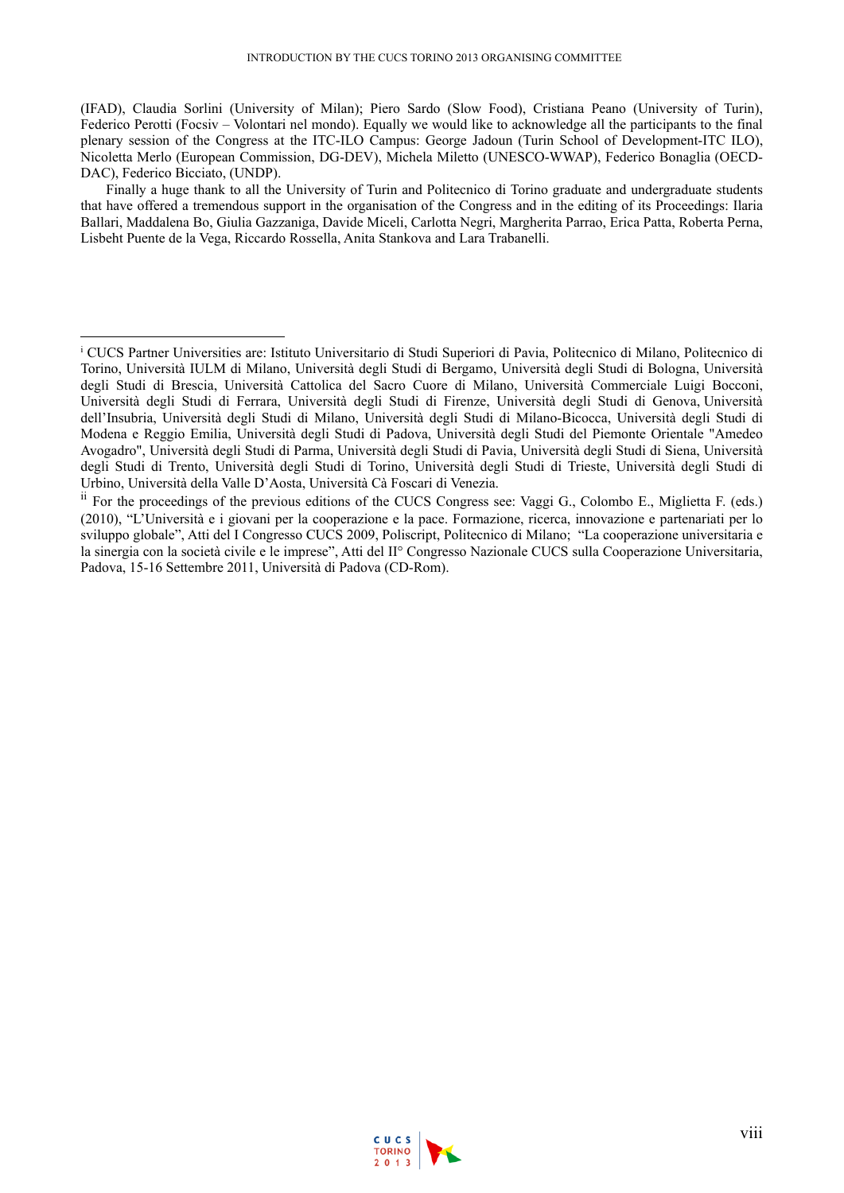(IFAD), Claudia Sorlini (University of Milan); Piero Sardo (Slow Food), Cristiana Peano (University of Turin), Federico Perotti (Focsiv – Volontari nel mondo). Equally we would like to acknowledge all the participants to the final plenary session of the Congress at the ITC-ILO Campus: George Jadoun (Turin School of Development-ITC ILO), Nicoletta Merlo (European Commission, DG-DEV), Michela Miletto (UNESCO-WWAP), Federico Bonaglia (OECD-DAC), Federico Bicciato, (UNDP).

Finally a huge thank to all the University of Turin and Politecnico di Torino graduate and undergraduate students that have offered a tremendous support in the organisation of the Congress and in the editing of its Proceedings: Ilaria Ballari, Maddalena Bo, Giulia Gazzaniga, Davide Miceli, Carlotta Negri, Margherita Parrao, Erica Patta, Roberta Perna, Lisbeht Puente de la Vega, Riccardo Rossella, Anita Stankova and Lara Trabanelli.

---

[i] CUCS Partner Universities are: Istituto Universitario di Studi Superiori di Pavia, Politecnico di Milano, Politecnico di Torino, Università IULM di Milano, Università degli Studi di Bergamo, Università degli Studi di Bologna, Università degli Studi di Brescia, Università Cattolica del Sacro Cuore di Milano, Università Commerciale Luigi Bocconi, Università degli Studi di Ferrara, Università degli Studi di Firenze, Università degli Studi di Genova, Università dell'Insubria, Università degli Studi di Milano, Università degli Studi di Milano-Bicocca, Università degli Studi di Modena e Reggio Emilia, Università degli Studi di Padova, Università degli Studi del Piemonte Orientale "Amedeo Avogadro", Università degli Studi di Parma, Università degli Studi di Pavia, Università degli Studi di Siena, Università degli Studi di Trento, Università degli Studi di Torino, Università degli Studi di Trieste, Università degli Studi di Urbino, Università della Valle D'Aosta, Università Cà Foscari di Venezia.

[ii] For the proceedings of the previous editions of the CUCS Congress see: Vaggi G., Colombo E., Miglietta F. (eds.) (2010), "L'Università e i giovani per la cooperazione e la pace. Formazione, ricerca, innovazione e partenariati per lo sviluppo globale", Atti del I Congresso CUCS 2009, Poliscript, Politecnico di Milano; "La cooperazione universitaria e la sinergia con la società civile e le imprese", Atti del II° Congresso Nazionale CUCS sulla Cooperazione Universitaria, Padova, 15-16 Settembre 2011, Università di Padova (CD-Rom).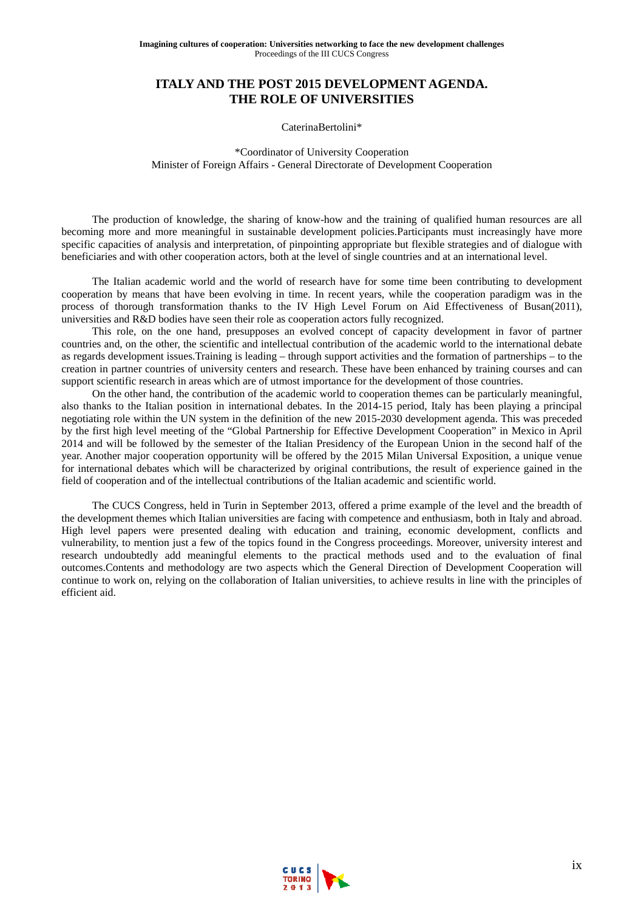# ITALY AND THE POST 2015 DEVELOPMENT AGENDA. THE ROLE OF UNIVERSITIES

CaterinaBertolini*

*Coordinator of University Cooperation
Minister of Foreign Affairs - General Directorate of Development Cooperation

The production of knowledge, the sharing of know-how and the training of qualified human resources are all becoming more and more meaningful in sustainable development policies.Participants must increasingly have more specific capacities of analysis and interpretation, of pinpointing appropriate but flexible strategies and of dialogue with beneficiaries and with other cooperation actors, both at the level of single countries and at an international level.

The Italian academic world and the world of research have for some time been contributing to development cooperation by means that have been evolving in time. In recent years, while the cooperation paradigm was in the process of thorough transformation thanks to the IV High Level Forum on Aid Effectiveness of Busan(2011), universities and R&D bodies have seen their role as cooperation actors fully recognized.

This role, on the one hand, presupposes an evolved concept of capacity development in favor of partner countries and, on the other, the scientific and intellectual contribution of the academic world to the international debate as regards development issues.Training is leading – through support activities and the formation of partnerships – to the creation in partner countries of university centers and research. These have been enhanced by training courses and can support scientific research in areas which are of utmost importance for the development of those countries.

On the other hand, the contribution of the academic world to cooperation themes can be particularly meaningful, also thanks to the Italian position in international debates. In the 2014-15 period, Italy has been playing a principal negotiating role within the UN system in the definition of the new 2015-2030 development agenda. This was preceded by the first high level meeting of the "Global Partnership for Effective Development Cooperation" in Mexico in April 2014 and will be followed by the semester of the Italian Presidency of the European Union in the second half of the year. Another major cooperation opportunity will be offered by the 2015 Milan Universal Exposition, a unique venue for international debates which will be characterized by original contributions, the result of experience gained in the field of cooperation and of the intellectual contributions of the Italian academic and scientific world.

The CUCS Congress, held in Turin in September 2013, offered a prime example of the level and the breadth of the development themes which Italian universities are facing with competence and enthusiasm, both in Italy and abroad. High level papers were presented dealing with education and training, economic development, conflicts and vulnerability, to mention just a few of the topics found in the Congress proceedings. Moreover, university interest and research undoubtedly add meaningful elements to the practical methods used and to the evaluation of final outcomes.Contents and methodology are two aspects which the General Direction of Development Cooperation will continue to work on, relying on the collaboration of Italian universities, to achieve results in line with the principles of efficient aid.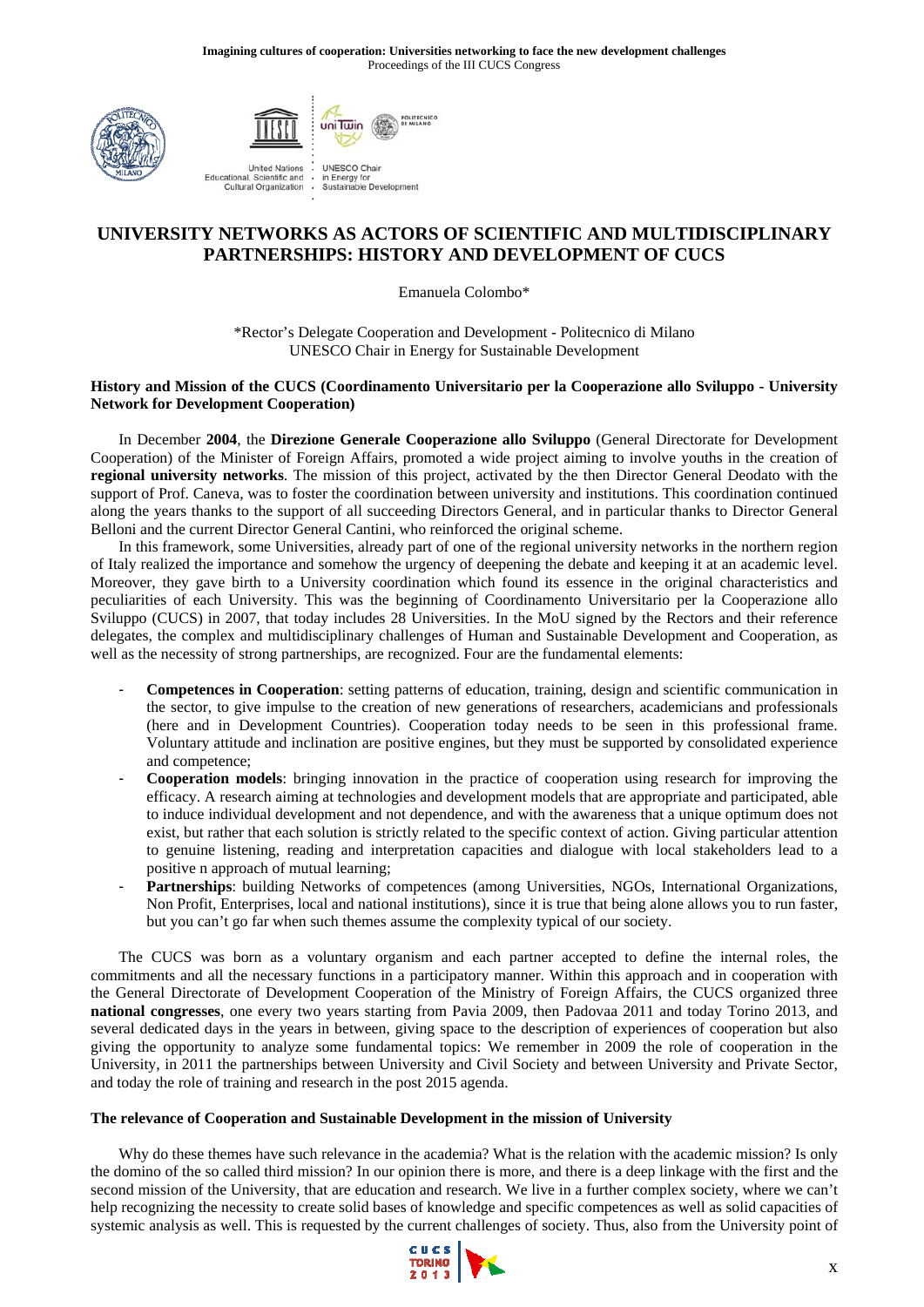# UNIVERSITY NETWORKS AS ACTORS OF SCIENTIFIC AND MULTIDISCIPLINARY PARTNERSHIPS: HISTORY AND DEVELOPMENT OF CUCS

Emanuela Colombo*

*Rector's Delegate Cooperation and Development - Politecnico di Milano
UNESCO Chair in Energy for Sustainable Development

**History and Mission of the CUCS (Coordinamento Universitario per la Cooperazione allo Sviluppo - University Network for Development Cooperation)**

In December **2004**, the **Direzione Generale Cooperazione allo Sviluppo** (General Directorate for Development Cooperation) of the Minister of Foreign Affairs, promoted a wide project aiming to involve youths in the creation of **regional university networks**. The mission of this project, activated by the then Director General Deodato with the support of Prof. Caneva, was to foster the coordination between university and institutions. This coordination continued along the years thanks to the support of all succeeding Directors General, and in particular thanks to Director General Belloni and the current Director General Cantini, who reinforced the original scheme.

In this framework, some Universities, already part of one of the regional university networks in the northern region of Italy realized the importance and somehow the urgency of deepening the debate and keeping it at an academic level. Moreover, they gave birth to a University coordination which found its essence in the original characteristics and peculiarities of each University. This was the beginning of Coordinamento Universitario per la Cooperazione allo Sviluppo (CUCS) in 2007, that today includes 28 Universities. In the MoU signed by the Rectors and their reference delegates, the complex and multidisciplinary challenges of Human and Sustainable Development and Cooperation, as well as the necessity of strong partnerships, are recognized. Four are the fundamental elements:

- **Competences in Cooperation**: setting patterns of education, training, design and scientific communication in the sector, to give impulse to the creation of new generations of researchers, academicians and professionals (here and in Development Countries). Cooperation today needs to be seen in this professional frame. Voluntary attitude and inclination are positive engines, but they must be supported by consolidated experience and competence;
- **Cooperation models**: bringing innovation in the practice of cooperation using research for improving the efficacy. A research aiming at technologies and development models that are appropriate and participated, able to induce individual development and not dependence, and with the awareness that a unique optimum does not exist, but rather that each solution is strictly related to the specific context of action. Giving particular attention to genuine listening, reading and interpretation capacities and dialogue with local stakeholders lead to a positive n approach of mutual learning;
- **Partnerships**: building Networks of competences (among Universities, NGOs, International Organizations, Non Profit, Enterprises, local and national institutions), since it is true that being alone allows you to run faster, but you can't go far when such themes assume the complexity typical of our society.

The CUCS was born as a voluntary organism and each partner accepted to define the internal roles, the commitments and all the necessary functions in a participatory manner. Within this approach and in cooperation with the General Directorate of Development Cooperation of the Ministry of Foreign Affairs, the CUCS organized three **national congresses**, one every two years starting from Pavia 2009, then Padovaa 2011 and today Torino 2013, and several dedicated days in the years in between, giving space to the description of experiences of cooperation but also giving the opportunity to analyze some fundamental topics: We remember in 2009 the role of cooperation in the University, in 2011 the partnerships between University and Civil Society and between University and Private Sector, and today the role of training and research in the post 2015 agenda.

**The relevance of Cooperation and Sustainable Development in the mission of University**

Why do these themes have such relevance in the academia? What is the relation with the academic mission? Is only the domino of the so called third mission? In our opinion there is more, and there is a deep linkage with the first and the second mission of the University, that are education and research. We live in a further complex society, where we can't help recognizing the necessity to create solid bases of knowledge and specific competences as well as solid capacities of systemic analysis as well. This is requested by the current challenges of society. Thus, also from the University point of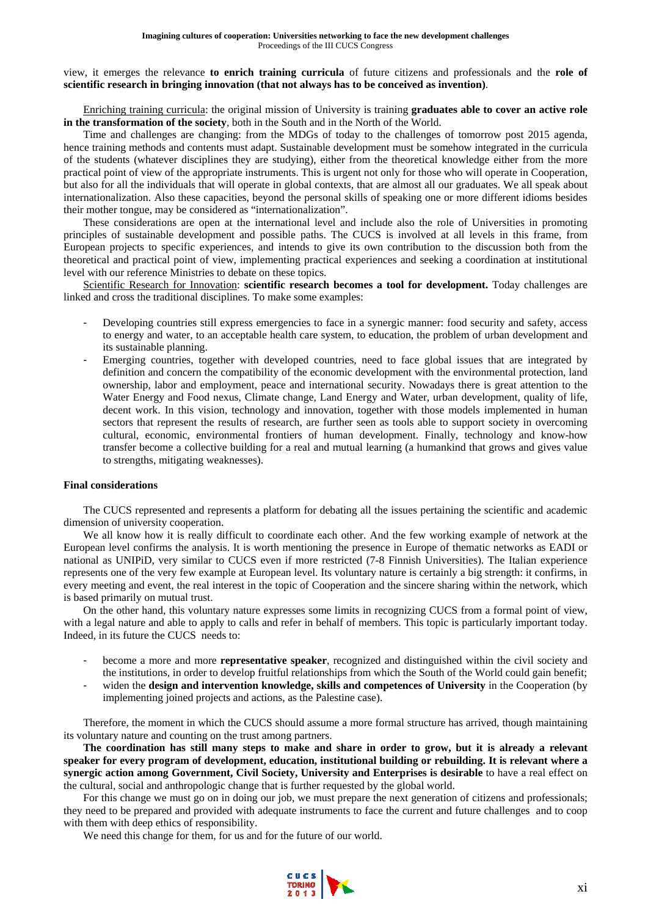view, it emerges the relevance **to enrich training curricula** of future citizens and professionals and the **role of scientific research in bringing innovation (that not always has to be conceived as invention)**.

Enriching training curricula: the original mission of University is training **graduates able to cover an active role in the transformation of the society**, both in the South and in the North of the World.

Time and challenges are changing: from the MDGs of today to the challenges of tomorrow post 2015 agenda, hence training methods and contents must adapt. Sustainable development must be somehow integrated in the curricula of the students (whatever disciplines they are studying), either from the theoretical knowledge either from the more practical point of view of the appropriate instruments. This is urgent not only for those who will operate in Cooperation, but also for all the individuals that will operate in global contexts, that are almost all our graduates. We all speak about internationalization. Also these capacities, beyond the personal skills of speaking one or more different idioms besides their mother tongue, may be considered as "internationalization".

These considerations are open at the international level and include also the role of Universities in promoting principles of sustainable development and possible paths. The CUCS is involved at all levels in this frame, from European projects to specific experiences, and intends to give its own contribution to the discussion both from the theoretical and practical point of view, implementing practical experiences and seeking a coordination at institutional level with our reference Ministries to debate on these topics.

Scientific Research for Innovation: **scientific research becomes a tool for development.** Today challenges are linked and cross the traditional disciplines. To make some examples:

- Developing countries still express emergencies to face in a synergic manner: food security and safety, access to energy and water, to an acceptable health care system, to education, the problem of urban development and its sustainable planning.
- Emerging countries, together with developed countries, need to face global issues that are integrated by definition and concern the compatibility of the economic development with the environmental protection, land ownership, labor and employment, peace and international security. Nowadays there is great attention to the Water Energy and Food nexus, Climate change, Land Energy and Water, urban development, quality of life, decent work. In this vision, technology and innovation, together with those models implemented in human sectors that represent the results of research, are further seen as tools able to support society in overcoming cultural, economic, environmental frontiers of human development. Finally, technology and know-how transfer become a collective building for a real and mutual learning (a humankind that grows and gives value to strengths, mitigating weaknesses).

**Final considerations**

The CUCS represented and represents a platform for debating all the issues pertaining the scientific and academic dimension of university cooperation.

We all know how it is really difficult to coordinate each other. And the few working example of network at the European level confirms the analysis. It is worth mentioning the presence in Europe of thematic networks as EADI or national as UNIPiD, very similar to CUCS even if more restricted (7-8 Finnish Universities). The Italian experience represents one of the very few example at European level. Its voluntary nature is certainly a big strength: it confirms, in every meeting and event, the real interest in the topic of Cooperation and the sincere sharing within the network, which is based primarily on mutual trust.

On the other hand, this voluntary nature expresses some limits in recognizing CUCS from a formal point of view, with a legal nature and able to apply to calls and refer in behalf of members. This topic is particularly important today. Indeed, in its future the CUCS needs to:

- become a more and more **representative speaker**, recognized and distinguished within the civil society and the institutions, in order to develop fruitful relationships from which the South of the World could gain benefit;
- widen the **design and intervention knowledge, skills and competences of University** in the Cooperation (by implementing joined projects and actions, as the Palestine case).

Therefore, the moment in which the CUCS should assume a more formal structure has arrived, though maintaining its voluntary nature and counting on the trust among partners.

**The coordination has still many steps to make and share in order to grow, but it is already a relevant speaker for every program of development, education, institutional building or rebuilding. It is relevant where a synergic action among Government, Civil Society, University and Enterprises is desirable** to have a real effect on the cultural, social and anthropologic change that is further requested by the global world.

For this change we must go on in doing our job, we must prepare the next generation of citizens and professionals; they need to be prepared and provided with adequate instruments to face the current and future challenges and to coop with them with deep ethics of responsibility.

We need this change for them, for us and for the future of our world.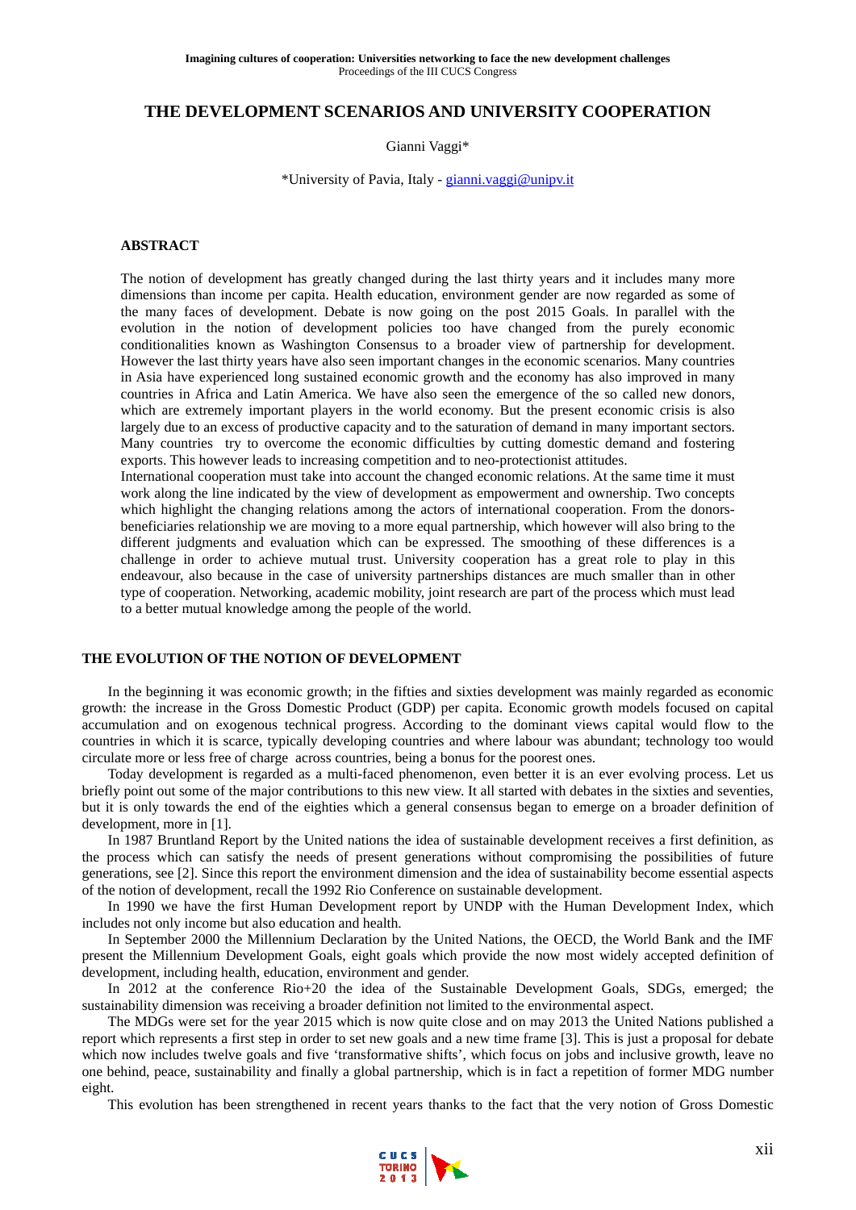# THE DEVELOPMENT SCENARIOS AND UNIVERSITY COOPERATION

Gianni Vaggi*

*University of Pavia, Italy - gianni.vaggi@unipv.it

## ABSTRACT

The notion of development has greatly changed during the last thirty years and it includes many more dimensions than income per capita. Health education, environment gender are now regarded as some of the many faces of development. Debate is now going on the post 2015 Goals. In parallel with the evolution in the notion of development policies too have changed from the purely economic conditionalities known as Washington Consensus to a broader view of partnership for development. However the last thirty years have also seen important changes in the economic scenarios. Many countries in Asia have experienced long sustained economic growth and the economy has also improved in many countries in Africa and Latin America. We have also seen the emergence of the so called new donors, which are extremely important players in the world economy. But the present economic crisis is also largely due to an excess of productive capacity and to the saturation of demand in many important sectors. Many countries try to overcome the economic difficulties by cutting domestic demand and fostering exports. This however leads to increasing competition and to neo-protectionist attitudes.

International cooperation must take into account the changed economic relations. At the same time it must work along the line indicated by the view of development as empowerment and ownership. Two concepts which highlight the changing relations among the actors of international cooperation. From the donors-beneficiaries relationship we are moving to a more equal partnership, which however will also bring to the different judgments and evaluation which can be expressed. The smoothing of these differences is a challenge in order to achieve mutual trust. University cooperation has a great role to play in this endeavour, also because in the case of university partnerships distances are much smaller than in other type of cooperation. Networking, academic mobility, joint research are part of the process which must lead to a better mutual knowledge among the people of the world.

## THE EVOLUTION OF THE NOTION OF DEVELOPMENT

In the beginning it was economic growth; in the fifties and sixties development was mainly regarded as economic growth: the increase in the Gross Domestic Product (GDP) per capita. Economic growth models focused on capital accumulation and on exogenous technical progress. According to the dominant views capital would flow to the countries in which it is scarce, typically developing countries and where labour was abundant; technology too would circulate more or less free of charge across countries, being a bonus for the poorest ones.

Today development is regarded as a multi-faced phenomenon, even better it is an ever evolving process. Let us briefly point out some of the major contributions to this new view. It all started with debates in the sixties and seventies, but it is only towards the end of the eighties which a general consensus began to emerge on a broader definition of development, more in [1].

In 1987 Bruntland Report by the United nations the idea of sustainable development receives a first definition, as the process which can satisfy the needs of present generations without compromising the possibilities of future generations, see [2]. Since this report the environment dimension and the idea of sustainability become essential aspects of the notion of development, recall the 1992 Rio Conference on sustainable development.

In 1990 we have the first Human Development report by UNDP with the Human Development Index, which includes not only income but also education and health.

In September 2000 the Millennium Declaration by the United Nations, the OECD, the World Bank and the IMF present the Millennium Development Goals, eight goals which provide the now most widely accepted definition of development, including health, education, environment and gender.

In 2012 at the conference Rio+20 the idea of the Sustainable Development Goals, SDGs, emerged; the sustainability dimension was receiving a broader definition not limited to the environmental aspect.

The MDGs were set for the year 2015 which is now quite close and on may 2013 the United Nations published a report which represents a first step in order to set new goals and a new time frame [3]. This is just a proposal for debate which now includes twelve goals and five 'transformative shifts', which focus on jobs and inclusive growth, leave no one behind, peace, sustainability and finally a global partnership, which is in fact a repetition of former MDG number eight.

This evolution has been strengthened in recent years thanks to the fact that the very notion of Gross Domestic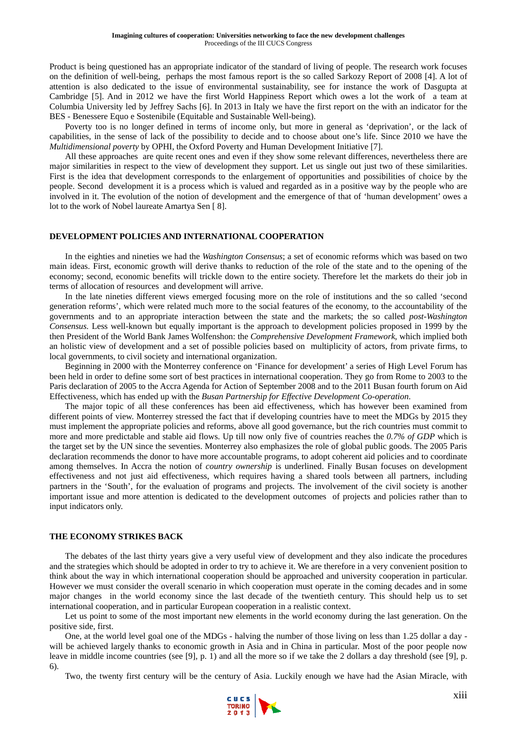Product is being questioned has an appropriate indicator of the standard of living of people. The research work focuses on the definition of well-being, perhaps the most famous report is the so called Sarkozy Report of 2008 [4]. A lot of attention is also dedicated to the issue of environmental sustainability, see for instance the work of Dasgupta at Cambridge [5]. And in 2012 we have the first World Happiness Report which owes a lot the work of a team at Columbia University led by Jeffrey Sachs [6]. In 2013 in Italy we have the first report on the with an indicator for the BES - Benessere Equo e Sostenibile (Equitable and Sustainable Well-being).

Poverty too is no longer defined in terms of income only, but more in general as 'deprivation', or the lack of capabilities, in the sense of lack of the possibility to decide and to choose about one's life. Since 2010 we have the *Multidimensional poverty* by OPHI, the Oxford Poverty and Human Development Initiative [7].

All these approaches are quite recent ones and even if they show some relevant differences, nevertheless there are major similarities in respect to the view of development they support. Let us single out just two of these similarities. First is the idea that development corresponds to the enlargement of opportunities and possibilities of choice by the people. Second development it is a process which is valued and regarded as in a positive way by the people who are involved in it. The evolution of the notion of development and the emergence of that of 'human development' owes a lot to the work of Nobel laureate Amartya Sen [ 8].

## DEVELOPMENT POLICIES AND INTERNATIONAL COOPERATION

In the eighties and nineties we had the *Washington Consensus*; a set of economic reforms which was based on two main ideas. First, economic growth will derive thanks to reduction of the role of the state and to the opening of the economy; second, economic benefits will trickle down to the entire society. Therefore let the markets do their job in terms of allocation of resources and development will arrive.

In the late nineties different views emerged focusing more on the role of institutions and the so called 'second generation reforms', which were related much more to the social features of the economy, to the accountability of the governments and to an appropriate interaction between the state and the markets; the so called *post-Washington Consensus.* Less well-known but equally important is the approach to development policies proposed in 1999 by the then President of the World Bank James Wolfenshon: the *Comprehensive Development Framework*, which implied both an holistic view of development and a set of possible policies based on multiplicity of actors, from private firms, to local governments, to civil society and international organization.

Beginning in 2000 with the Monterrey conference on 'Finance for development' a series of High Level Forum has been held in order to define some sort of best practices in international cooperation. They go from Rome to 2003 to the Paris declaration of 2005 to the Accra Agenda for Action of September 2008 and to the 2011 Busan fourth forum on Aid Effectiveness, which has ended up with the *Busan Partnership for Effective Development Co-operation*.

The major topic of all these conferences has been aid effectiveness, which has however been examined from different points of view. Monterrey stressed the fact that if developing countries have to meet the MDGs by 2015 they must implement the appropriate policies and reforms, above all good governance, but the rich countries must commit to more and more predictable and stable aid flows. Up till now only five of countries reaches the *0.7% of GDP* which is the target set by the UN since the seventies. Monterrey also emphasizes the role of global public goods. The 2005 Paris declaration recommends the donor to have more accountable programs, to adopt coherent aid policies and to coordinate among themselves. In Accra the notion of *country ownership* is underlined. Finally Busan focuses on development effectiveness and not just aid effectiveness, which requires having a shared tools between all partners, including partners in the 'South', for the evaluation of programs and projects. The involvement of the civil society is another important issue and more attention is dedicated to the development outcomes of projects and policies rather than to input indicators only.

## THE ECONOMY STRIKES BACK

The debates of the last thirty years give a very useful view of development and they also indicate the procedures and the strategies which should be adopted in order to try to achieve it. We are therefore in a very convenient position to think about the way in which international cooperation should be approached and university cooperation in particular. However we must consider the overall scenario in which cooperation must operate in the coming decades and in some major changes in the world economy since the last decade of the twentieth century. This should help us to set international cooperation, and in particular European cooperation in a realistic context.

Let us point to some of the most important new elements in the world economy during the last generation. On the positive side, first.

One, at the world level goal one of the MDGs - halving the number of those living on less than 1.25 dollar a day - will be achieved largely thanks to economic growth in Asia and in China in particular. Most of the poor people now leave in middle income countries (see [9], p. 1) and all the more so if we take the 2 dollars a day threshold (see [9], p. 6).

Two, the twenty first century will be the century of Asia. Luckily enough we have had the Asian Miracle, with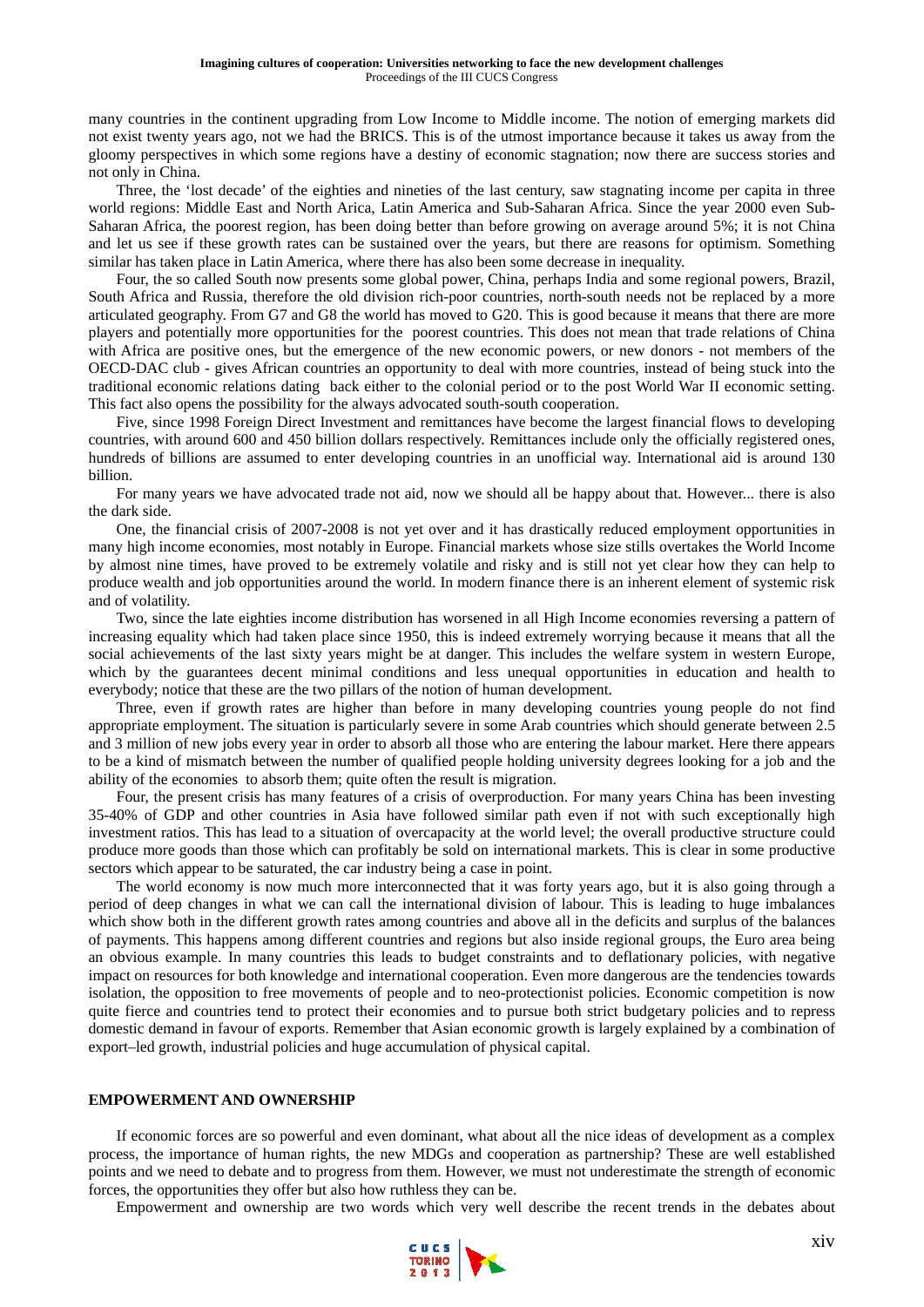many countries in the continent upgrading from Low Income to Middle income. The notion of emerging markets did not exist twenty years ago, not we had the BRICS. This is of the utmost importance because it takes us away from the gloomy perspectives in which some regions have a destiny of economic stagnation; now there are success stories and not only in China.

Three, the 'lost decade' of the eighties and nineties of the last century, saw stagnating income per capita in three world regions: Middle East and North Arica, Latin America and Sub-Saharan Africa. Since the year 2000 even Sub-Saharan Africa, the poorest region, has been doing better than before growing on average around 5%; it is not China and let us see if these growth rates can be sustained over the years, but there are reasons for optimism. Something similar has taken place in Latin America, where there has also been some decrease in inequality.

Four, the so called South now presents some global power, China, perhaps India and some regional powers, Brazil, South Africa and Russia, therefore the old division rich-poor countries, north-south needs not be replaced by a more articulated geography. From G7 and G8 the world has moved to G20. This is good because it means that there are more players and potentially more opportunities for the poorest countries. This does not mean that trade relations of China with Africa are positive ones, but the emergence of the new economic powers, or new donors - not members of the OECD-DAC club - gives African countries an opportunity to deal with more countries, instead of being stuck into the traditional economic relations dating back either to the colonial period or to the post World War II economic setting. This fact also opens the possibility for the always advocated south-south cooperation.

Five, since 1998 Foreign Direct Investment and remittances have become the largest financial flows to developing countries, with around 600 and 450 billion dollars respectively. Remittances include only the officially registered ones, hundreds of billions are assumed to enter developing countries in an unofficial way. International aid is around 130 billion.

For many years we have advocated trade not aid, now we should all be happy about that. However... there is also the dark side.

One, the financial crisis of 2007-2008 is not yet over and it has drastically reduced employment opportunities in many high income economies, most notably in Europe. Financial markets whose size stills overtakes the World Income by almost nine times, have proved to be extremely volatile and risky and is still not yet clear how they can help to produce wealth and job opportunities around the world. In modern finance there is an inherent element of systemic risk and of volatility.

Two, since the late eighties income distribution has worsened in all High Income economies reversing a pattern of increasing equality which had taken place since 1950, this is indeed extremely worrying because it means that all the social achievements of the last sixty years might be at danger. This includes the welfare system in western Europe, which by the guarantees decent minimal conditions and less unequal opportunities in education and health to everybody; notice that these are the two pillars of the notion of human development.

Three, even if growth rates are higher than before in many developing countries young people do not find appropriate employment. The situation is particularly severe in some Arab countries which should generate between 2.5 and 3 million of new jobs every year in order to absorb all those who are entering the labour market. Here there appears to be a kind of mismatch between the number of qualified people holding university degrees looking for a job and the ability of the economies to absorb them; quite often the result is migration.

Four, the present crisis has many features of a crisis of overproduction. For many years China has been investing 35-40% of GDP and other countries in Asia have followed similar path even if not with such exceptionally high investment ratios. This has lead to a situation of overcapacity at the world level; the overall productive structure could produce more goods than those which can profitably be sold on international markets. This is clear in some productive sectors which appear to be saturated, the car industry being a case in point.

The world economy is now much more interconnected that it was forty years ago, but it is also going through a period of deep changes in what we can call the international division of labour. This is leading to huge imbalances which show both in the different growth rates among countries and above all in the deficits and surplus of the balances of payments. This happens among different countries and regions but also inside regional groups, the Euro area being an obvious example. In many countries this leads to budget constraints and to deflationary policies, with negative impact on resources for both knowledge and international cooperation. Even more dangerous are the tendencies towards isolation, the opposition to free movements of people and to neo-protectionist policies. Economic competition is now quite fierce and countries tend to protect their economies and to pursue both strict budgetary policies and to repress domestic demand in favour of exports. Remember that Asian economic growth is largely explained by a combination of export–led growth, industrial policies and huge accumulation of physical capital.

## EMPOWERMENT AND OWNERSHIP

If economic forces are so powerful and even dominant, what about all the nice ideas of development as a complex process, the importance of human rights, the new MDGs and cooperation as partnership? These are well established points and we need to debate and to progress from them. However, we must not underestimate the strength of economic forces, the opportunities they offer but also how ruthless they can be.

Empowerment and ownership are two words which very well describe the recent trends in the debates about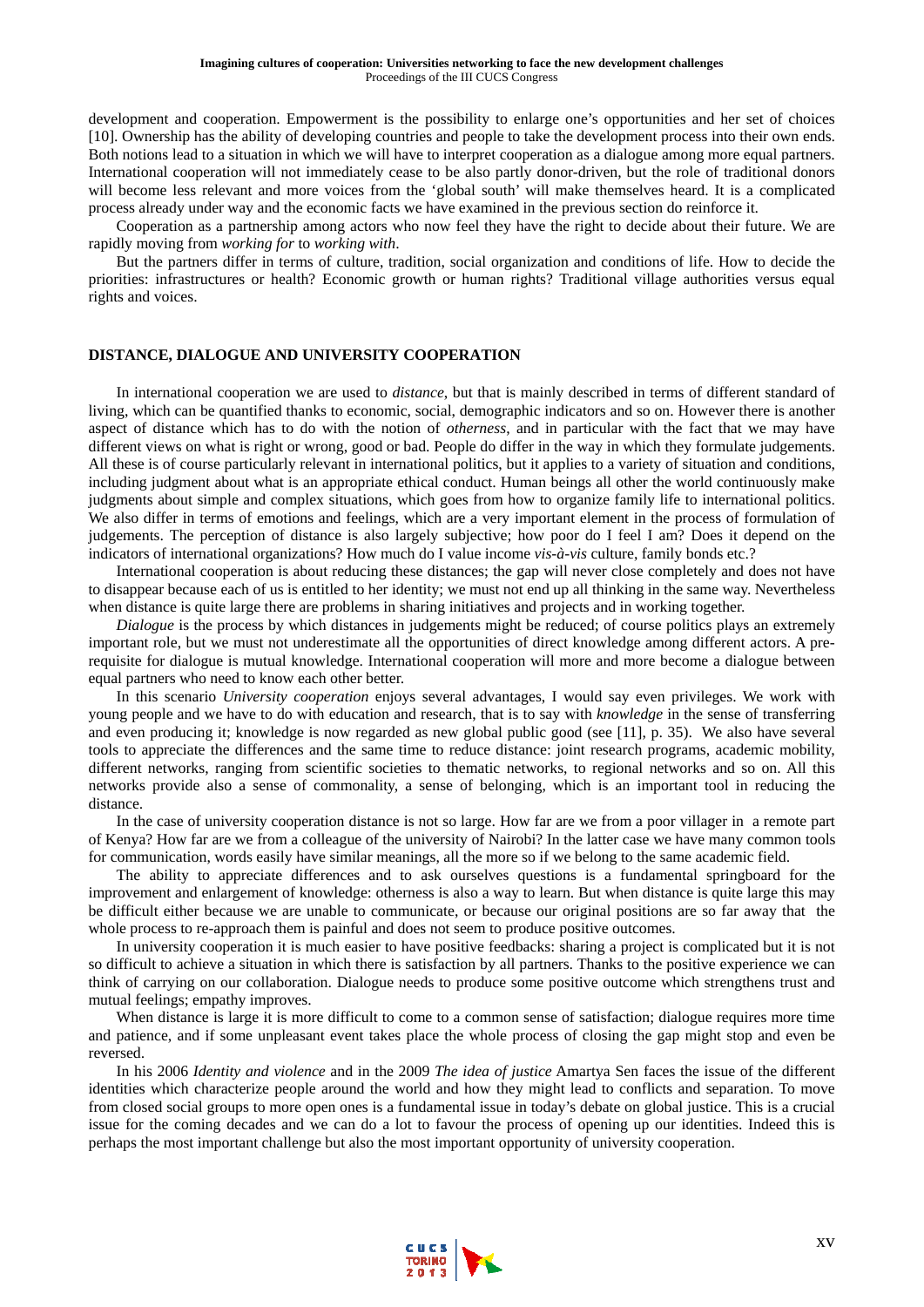development and cooperation. Empowerment is the possibility to enlarge one's opportunities and her set of choices [10]. Ownership has the ability of developing countries and people to take the development process into their own ends. Both notions lead to a situation in which we will have to interpret cooperation as a dialogue among more equal partners. International cooperation will not immediately cease to be also partly donor-driven, but the role of traditional donors will become less relevant and more voices from the 'global south' will make themselves heard. It is a complicated process already under way and the economic facts we have examined in the previous section do reinforce it.

Cooperation as a partnership among actors who now feel they have the right to decide about their future. We are rapidly moving from *working for* to *working with*.

But the partners differ in terms of culture, tradition, social organization and conditions of life. How to decide the priorities: infrastructures or health? Economic growth or human rights? Traditional village authorities versus equal rights and voices.

## DISTANCE, DIALOGUE AND UNIVERSITY COOPERATION

In international cooperation we are used to *distance*, but that is mainly described in terms of different standard of living, which can be quantified thanks to economic, social, demographic indicators and so on. However there is another aspect of distance which has to do with the notion of *otherness*, and in particular with the fact that we may have different views on what is right or wrong, good or bad. People do differ in the way in which they formulate judgements. All these is of course particularly relevant in international politics, but it applies to a variety of situation and conditions, including judgment about what is an appropriate ethical conduct. Human beings all other the world continuously make judgments about simple and complex situations, which goes from how to organize family life to international politics. We also differ in terms of emotions and feelings, which are a very important element in the process of formulation of judgements. The perception of distance is also largely subjective; how poor do I feel I am? Does it depend on the indicators of international organizations? How much do I value income *vis-à-vis* culture, family bonds etc.?

International cooperation is about reducing these distances; the gap will never close completely and does not have to disappear because each of us is entitled to her identity; we must not end up all thinking in the same way. Nevertheless when distance is quite large there are problems in sharing initiatives and projects and in working together.

*Dialogue* is the process by which distances in judgements might be reduced; of course politics plays an extremely important role, but we must not underestimate all the opportunities of direct knowledge among different actors. A pre-requisite for dialogue is mutual knowledge. International cooperation will more and more become a dialogue between equal partners who need to know each other better.

In this scenario *University cooperation* enjoys several advantages, I would say even privileges. We work with young people and we have to do with education and research, that is to say with *knowledge* in the sense of transferring and even producing it; knowledge is now regarded as new global public good (see [11], p. 35). We also have several tools to appreciate the differences and the same time to reduce distance: joint research programs, academic mobility, different networks, ranging from scientific societies to thematic networks, to regional networks and so on. All this networks provide also a sense of commonality, a sense of belonging, which is an important tool in reducing the distance.

In the case of university cooperation distance is not so large. How far are we from a poor villager in a remote part of Kenya? How far are we from a colleague of the university of Nairobi? In the latter case we have many common tools for communication, words easily have similar meanings, all the more so if we belong to the same academic field.

The ability to appreciate differences and to ask ourselves questions is a fundamental springboard for the improvement and enlargement of knowledge: otherness is also a way to learn. But when distance is quite large this may be difficult either because we are unable to communicate, or because our original positions are so far away that the whole process to re-approach them is painful and does not seem to produce positive outcomes.

In university cooperation it is much easier to have positive feedbacks: sharing a project is complicated but it is not so difficult to achieve a situation in which there is satisfaction by all partners. Thanks to the positive experience we can think of carrying on our collaboration. Dialogue needs to produce some positive outcome which strengthens trust and mutual feelings; empathy improves.

When distance is large it is more difficult to come to a common sense of satisfaction; dialogue requires more time and patience, and if some unpleasant event takes place the whole process of closing the gap might stop and even be reversed.

In his 2006 *Identity and violence* and in the 2009 *The idea of justice* Amartya Sen faces the issue of the different identities which characterize people around the world and how they might lead to conflicts and separation. To move from closed social groups to more open ones is a fundamental issue in today's debate on global justice. This is a crucial issue for the coming decades and we can do a lot to favour the process of opening up our identities. Indeed this is perhaps the most important challenge but also the most important opportunity of university cooperation.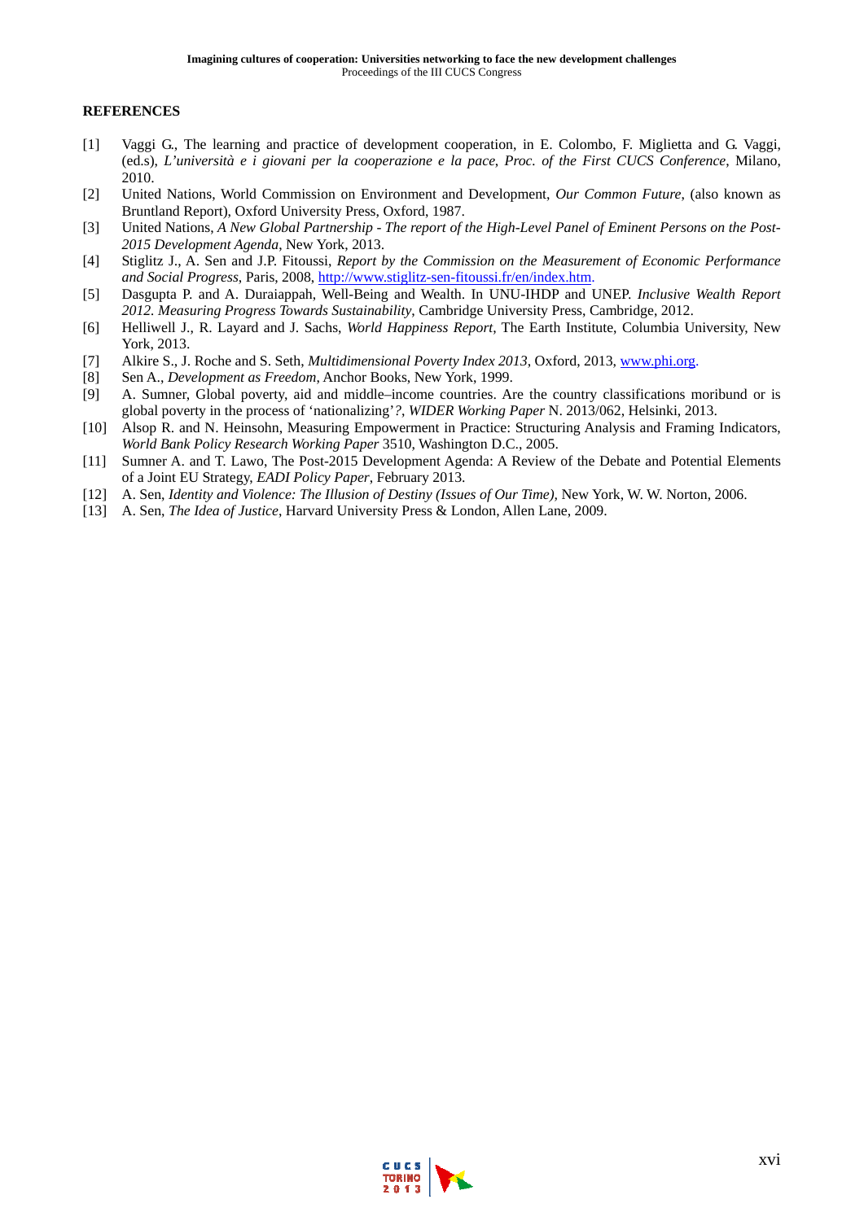## REFERENCES

[1] Vaggi G., The learning and practice of development cooperation, in E. Colombo, F. Miglietta and G. Vaggi, (ed.s), *L'università e i giovani per la cooperazione e la pace*, *Proc. of the First CUCS Conference*, Milano, 2010.

[2] United Nations, World Commission on Environment and Development, *Our Common Future*, (also known as Bruntland Report), Oxford University Press, Oxford, 1987.

[3] United Nations, *A New Global Partnership - The report of the High-Level Panel of Eminent Persons on the Post-2015 Development Agenda*, New York, 2013.

[4] Stiglitz J., A. Sen and J.P. Fitoussi, *Report by the Commission on the Measurement of Economic Performance and Social Progress*, Paris, 2008, http://www.stiglitz-sen-fitoussi.fr/en/index.htm.

[5] Dasgupta P. and A. Duraiappah, Well-Being and Wealth. In UNU-IHDP and UNEP. *Inclusive Wealth Report 2012. Measuring Progress Towards Sustainability*, Cambridge University Press, Cambridge, 2012.

[6] Helliwell J., R. Layard and J. Sachs, *World Happiness Report*, The Earth Institute, Columbia University, New York, 2013.

[7] Alkire S., J. Roche and S. Seth, *Multidimensional Poverty Index 2013*, Oxford, 2013, www.phi.org.

[8] Sen A., *Development as Freedom*, Anchor Books, New York, 1999.

[9] A. Sumner, Global poverty, aid and middle–income countries. Are the country classifications moribund or is global poverty in the process of 'nationalizing'*?*, *WIDER Working Paper* N. 2013/062, Helsinki, 2013.

[10] Alsop R. and N. Heinsohn, Measuring Empowerment in Practice: Structuring Analysis and Framing Indicators, *World Bank Policy Research Working Paper* 3510, Washington D.C., 2005.

[11] Sumner A. and T. Lawo, The Post-2015 Development Agenda: A Review of the Debate and Potential Elements of a Joint EU Strategy, *EADI Policy Paper*, February 2013.

[12] A. Sen, *Identity and Violence: The Illusion of Destiny (Issues of Our Time)*, New York, W. W. Norton, 2006.

[13] A. Sen, *The Idea of Justice*, Harvard University Press & London, Allen Lane, 2009.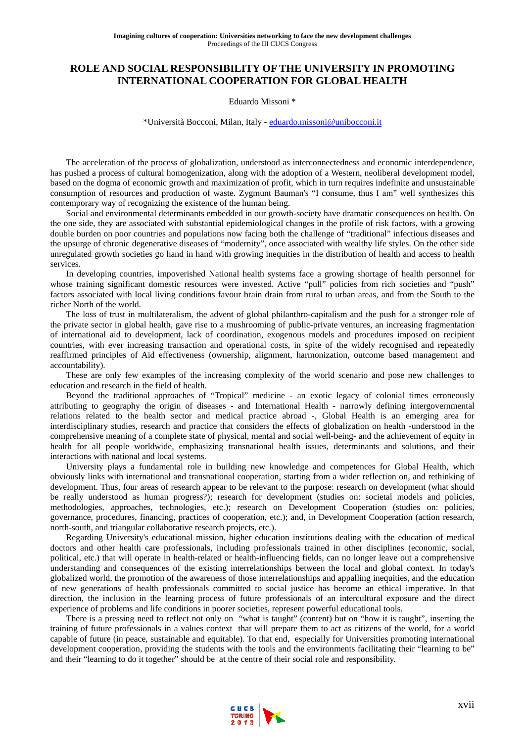# ROLE AND SOCIAL RESPONSIBILITY OF THE UNIVERSITY IN PROMOTING INTERNATIONAL COOPERATION FOR GLOBAL HEALTH

Eduardo Missoni *

*Università Bocconi, Milan, Italy - eduardo.missoni@unibocconi.it

The acceleration of the process of globalization, understood as interconnectedness and economic interdependence, has pushed a process of cultural homogenization, along with the adoption of a Western, neoliberal development model, based on the dogma of economic growth and maximization of profit, which in turn requires indefinite and unsustainable consumption of resources and production of waste. Zygmunt Bauman's "I consume, thus I am" well synthesizes this contemporary way of recognizing the existence of the human being.

Social and environmental determinants embedded in our growth-society have dramatic consequences on health. On the one side, they are associated with substantial epidemiological changes in the profile of risk factors, with a growing double burden on poor countries and populations now facing both the challenge of "traditional" infectious diseases and the upsurge of chronic degenerative diseases of "modernity", once associated with wealthy life styles. On the other side unregulated growth societies go hand in hand with growing inequities in the distribution of health and access to health services.

In developing countries, impoverished National health systems face a growing shortage of health personnel for whose training significant domestic resources were invested. Active "pull" policies from rich societies and "push" factors associated with local living conditions favour brain drain from rural to urban areas, and from the South to the richer North of the world.

The loss of trust in multilateralism, the advent of global philanthro-capitalism and the push for a stronger role of the private sector in global health, gave rise to a mushrooming of public-private ventures, an increasing fragmentation of international aid to development, lack of coordination, exogenous models and procedures imposed on recipient countries, with ever increasing transaction and operational costs, in spite of the widely recognised and repeatedly reaffirmed principles of Aid effectiveness (ownership, alignment, harmonization, outcome based management and accountability).

These are only few examples of the increasing complexity of the world scenario and pose new challenges to education and research in the field of health.

Beyond the traditional approaches of "Tropical" medicine - an exotic legacy of colonial times erroneously attributing to geography the origin of diseases - and International Health - narrowly defining intergovernmental relations related to the health sector and medical practice abroad -, Global Health is an emerging area for interdisciplinary studies, research and practice that considers the effects of globalization on health -understood in the comprehensive meaning of a complete state of physical, mental and social well-being- and the achievement of equity in health for all people worldwide, emphasizing transnational health issues, determinants and solutions, and their interactions with national and local systems.

University plays a fundamental role in building new knowledge and competences for Global Health, which obviously links with international and transnational cooperation, starting from a wider reflection on, and rethinking of development. Thus, four areas of research appear to be relevant to the purpose: research on development (what should be really understood as human progress?); research for development (studies on: societal models and policies, methodologies, approaches, technologies, etc.); research on Development Cooperation (studies on: policies, governance, procedures, financing, practices of cooperation, etc.); and, in Development Cooperation (action research, north-south, and triangular collaborative research projects, etc.).

Regarding University's educational mission, higher education institutions dealing with the education of medical doctors and other health care professionals, including professionals trained in other disciplines (economic, social, political, etc.) that will operate in health-related or health-influencing fields, can no longer leave out a comprehensive understanding and consequences of the existing interrelationships between the local and global context. In today's globalized world, the promotion of the awareness of those interrelationships and appalling inequities, and the education of new generations of health professionals committed to social justice has become an ethical imperative. In that direction, the inclusion in the learning process of future professionals of an intercultural exposure and the direct experience of problems and life conditions in poorer societies, represent powerful educational tools.

There is a pressing need to reflect not only on "what is taught" (content) but on "how it is taught", inserting the training of future professionals in a values context that will prepare them to act as citizens of the world, for a world capable of future (in peace, sustainable and equitable). To that end, especially for Universities promoting international development cooperation, providing the students with the tools and the environments facilitating their "learning to be" and their "learning to do it together" should be at the centre of their social role and responsibility.